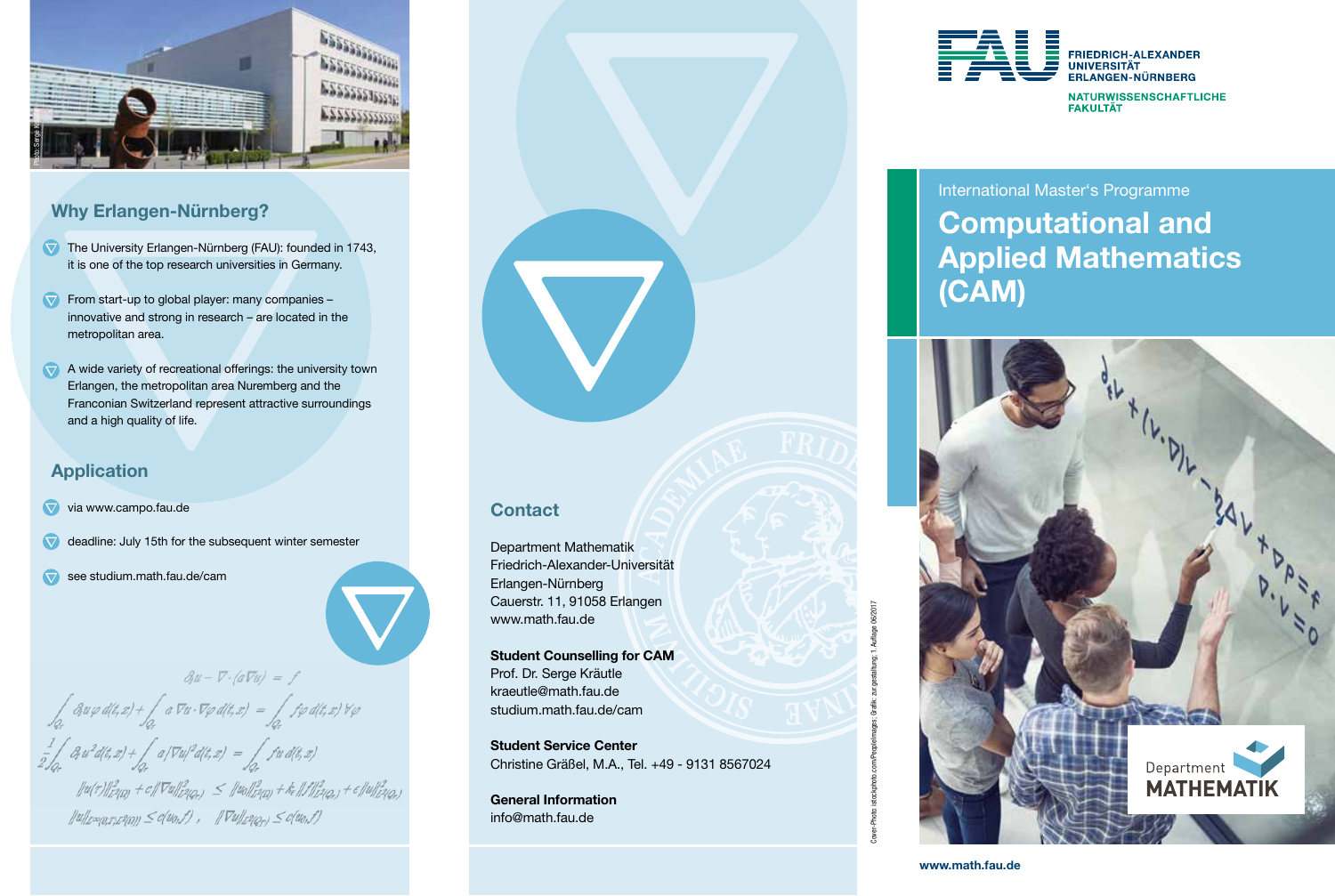# Computational and Applied Mathematics (CAM)

International Master's Programme

FRIEDRICH-ALEXANDER UNIVERSITÄT ERLANGEN-NÜRNBERG

NATURWISSENSCHAFTLICHE FAKULTÄT

## Why Erlangen-Nürnberg?

- The University Erlangen-Nürnberg (FAU): founded in 1743, it is one of the top research universities in Germany.
- From start-up to global player: many companies – innovative and strong in research – are located in the metropolitan area.
- A wide variety of recreational offerings: the university town Erlangen, the metropolitan area Nuremberg and the Franconian Switzerland represent attractive surroundings and a high quality of life.

## Application

- via www.campo.fau.de
- deadline: July 15th for the subsequent winter semester
- see studium.math.fau.de/cam

## Contact

Department Mathematik
Friedrich-Alexander-Universität
Erlangen-Nürnberg
Cauerstr. 11, 91058 Erlangen
www.math.fau.de

**Student Counselling for CAM**
Prof. Dr. Serge Kräutle
kraeutle@math.fau.de
studium.math.fau.de/cam

**Student Service Center**
Christine Gräßel, M.A., Tel. +49 - 9131 8567024

**General Information**
info@math.fau.de

Department MATHEMATIK

www.math.fau.de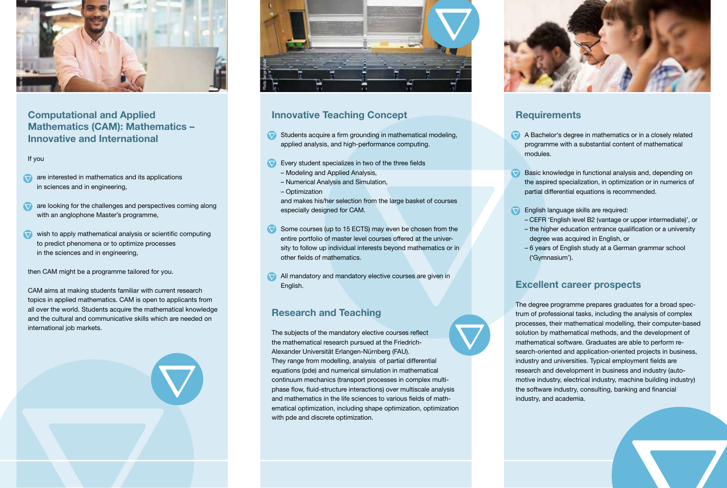## Computational and Applied Mathematics (CAM): Mathematics – Innovative and International

If you

- are interested in mathematics and its applications in sciences and in engineering,
- are looking for the challenges and perspectives coming along with an anglophone Master's programme,
- wish to apply mathematical analysis or scientific computing to predict phenomena or to optimize processes in the sciences and in engineering,

then CAM might be a programme tailored for you.

CAM aims at making students familiar with current research topics in applied mathematics. CAM is open to applicants from all over the world. Students acquire the mathematical knowledge and the cultural and communicative skills which are needed on international job markets.

## Innovative Teaching Concept

- Students acquire a firm grounding in mathematical modeling, applied analysis, and high-performance computing.
- Every student specializes in two of the three fields
  – Modeling and Applied Analysis,
  – Numerical Analysis and Simulation,
  – Optimization
  and makes his/her selection from the large basket of courses especially designed for CAM.
- Some courses (up to 15 ECTS) may even be chosen from the entire portfolio of master level courses offered at the university to follow up individual interests beyond mathematics or in other fields of mathematics.
- All mandatory and mandatory elective courses are given in English.

## Research and Teaching

The subjects of the mandatory elective courses reflect the mathematical research pursued at the Friedrich-Alexander Universität Erlangen-Nürnberg (FAU).
They range from modelling, analysis of partial differential equations (pde) and numerical simulation in mathematical continuum mechanics (transport processes in complex multiphase flow, fluid-structure interactions) over multiscale analysis and mathematics in the life sciences to various fields of mathematical optimization, including shape optimization, optimization with pde and discrete optimization.

## Requirements

- A Bachelor's degree in mathematics or in a closely related programme with a substantial content of mathematical modules.
- Basic knowledge in functional analysis and, depending on the aspired specialization, in optimization or in numerics of partial differential equations is recommended.
- English language skills are required:
  – CEFR 'English level B2 (vantage or upper intermediate)', or
  – the higher education entrance qualification or a university degree was acquired in English, or
  – 6 years of English study at a German grammar school ('Gymnasium').

## Excellent career prospects

The degree programme prepares graduates for a broad spectrum of professional tasks, including the analysis of complex processes, their mathematical modelling, their computer-based solution by mathematical methods, and the development of mathematical software. Graduates are able to perform research-oriented and application-oriented projects in business, industry and universities. Typical employment fields are research and development in business and industry (automotive industry, electrical industry, machine building industry) the software industry, consulting, banking and financial industry, and academia.